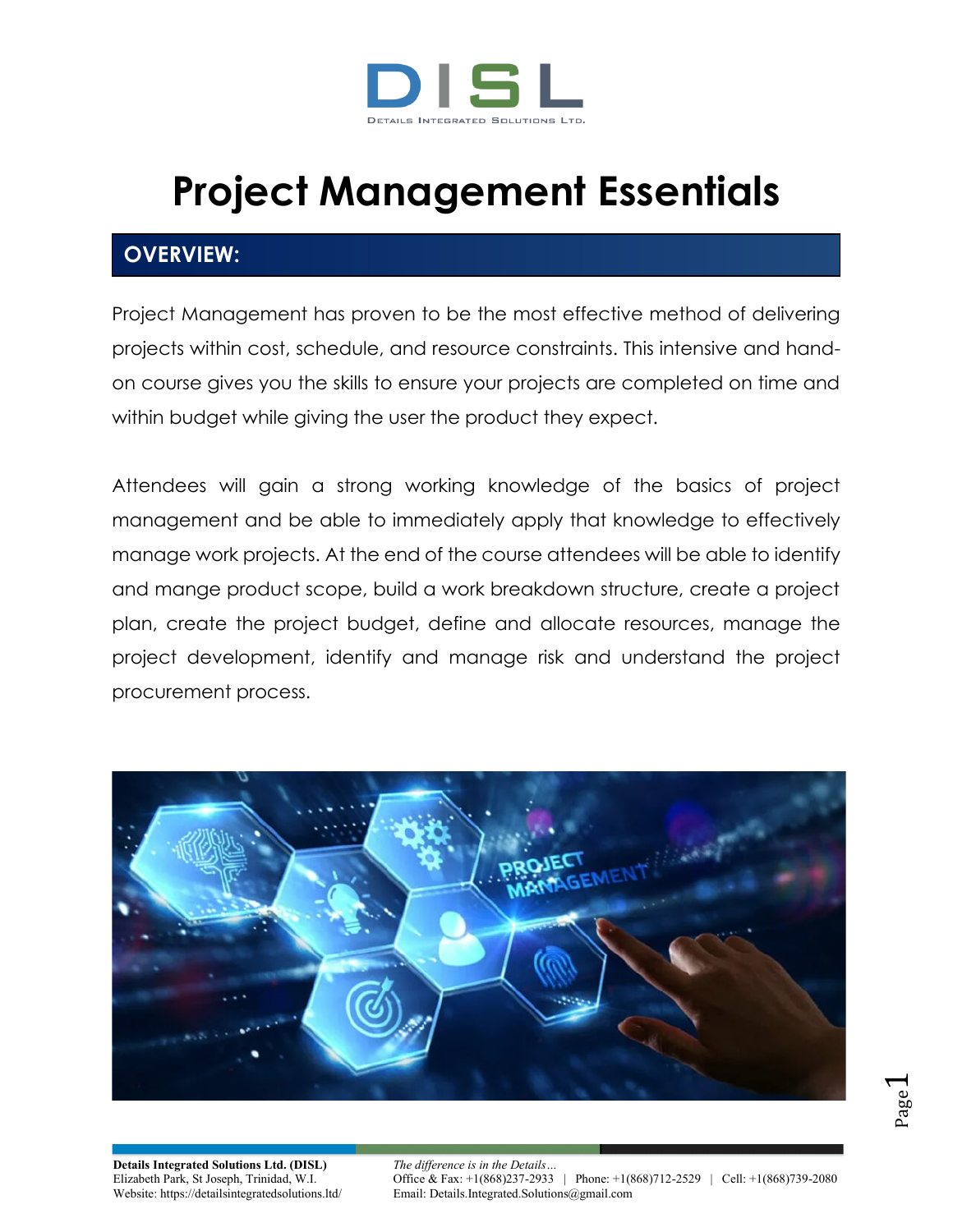# Project Management Essentials

## OVERVIEW:

Project Management has proven to be the most effective method of delivering projects within cost, schedule, and resource constraints. This intensive and hand-on course gives you the skills to ensure your projects are completed on time and within budget while giving the user the product they expect.

Attendees will gain a strong working knowledge of the basics of project management and be able to immediately apply that knowledge to effectively manage work projects. At the end of the course attendees will be able to identify and mange product scope, build a work breakdown structure, create a project plan, create the project budget, define and allocate resources, manage the project development, identify and manage risk and understand the project procurement process.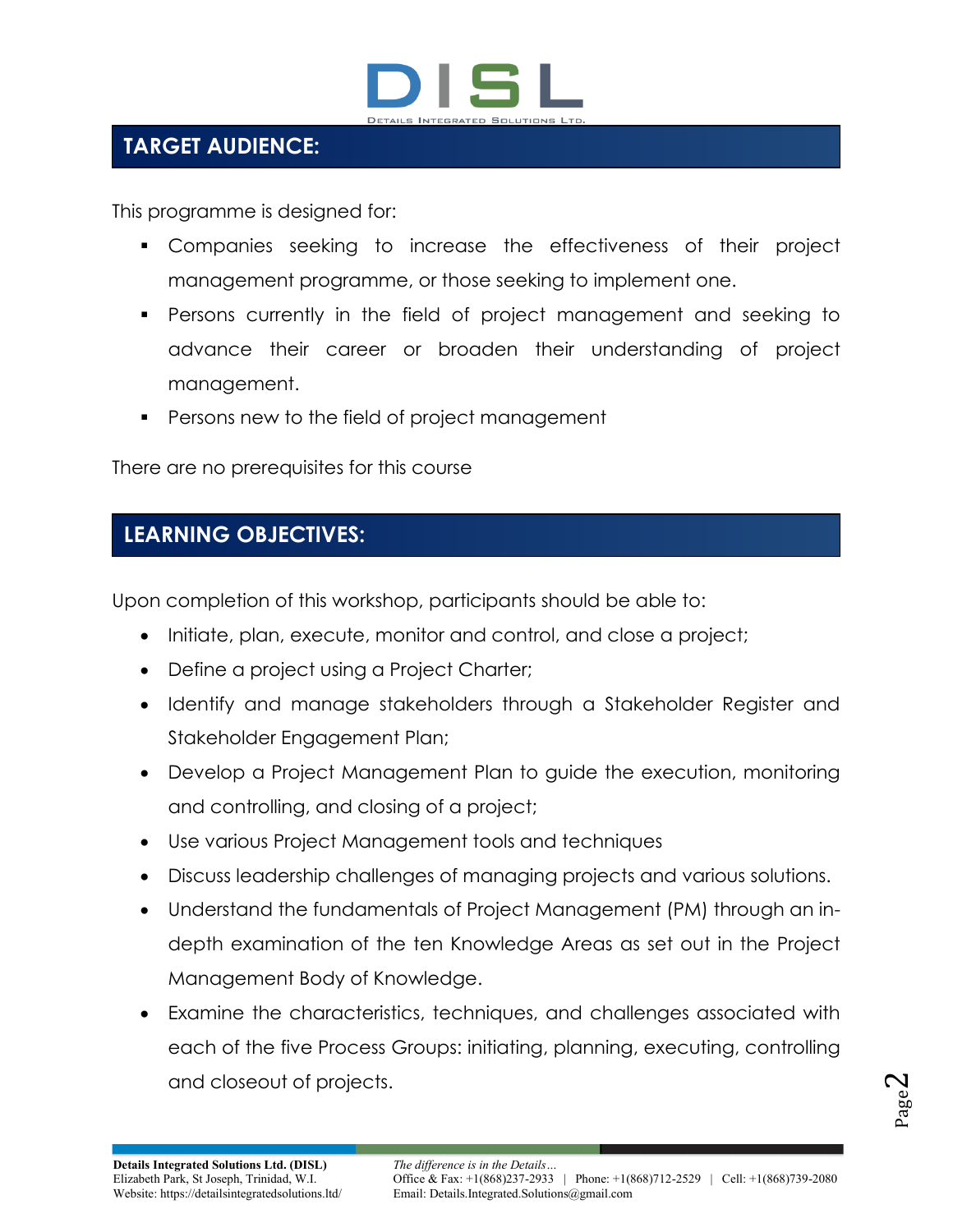## TARGET AUDIENCE:

This programme is designed for:

- Companies seeking to increase the effectiveness of their project management programme, or those seeking to implement one.
- Persons currently in the field of project management and seeking to advance their career or broaden their understanding of project management.
- Persons new to the field of project management

There are no prerequisites for this course

## LEARNING OBJECTIVES:

Upon completion of this workshop, participants should be able to:

- Initiate, plan, execute, monitor and control, and close a project;
- Define a project using a Project Charter;
- Identify and manage stakeholders through a Stakeholder Register and Stakeholder Engagement Plan;
- Develop a Project Management Plan to guide the execution, monitoring and controlling, and closing of a project;
- Use various Project Management tools and techniques
- Discuss leadership challenges of managing projects and various solutions.
- Understand the fundamentals of Project Management (PM) through an in-depth examination of the ten Knowledge Areas as set out in the Project Management Body of Knowledge.
- Examine the characteristics, techniques, and challenges associated with each of the five Process Groups: initiating, planning, executing, controlling and closeout of projects.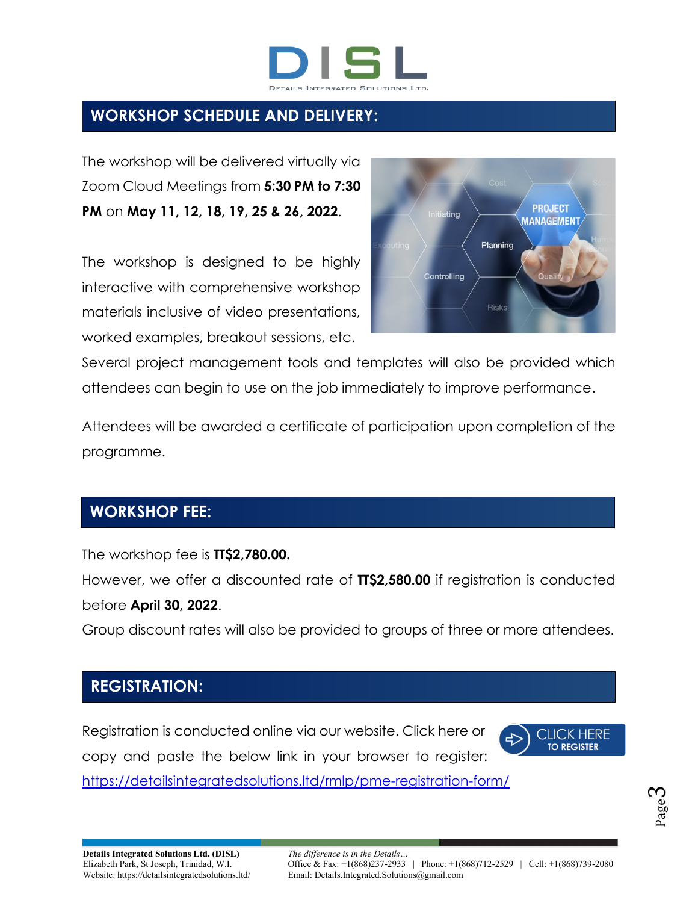## WORKSHOP SCHEDULE AND DELIVERY:

The workshop will be delivered virtually via Zoom Cloud Meetings from **5:30 PM to 7:30 PM** on **May 11, 12, 18, 19, 25 & 26, 2022**.

The workshop is designed to be highly interactive with comprehensive workshop materials inclusive of video presentations, worked examples, breakout sessions, etc. Several project management tools and templates will also be provided which attendees can begin to use on the job immediately to improve performance.

Attendees will be awarded a certificate of participation upon completion of the programme.

## WORKSHOP FEE:

The workshop fee is **TT$2,780.00.**

However, we offer a discounted rate of **TT$2,580.00** if registration is conducted before **April 30, 2022**.

Group discount rates will also be provided to groups of three or more attendees.

## REGISTRATION:

Registration is conducted online via our website. Click here or copy and paste the below link in your browser to register: https://detailsintegratedsolutions.ltd/rmlp/pme-registration-form/

CLICK HERE TO REGISTER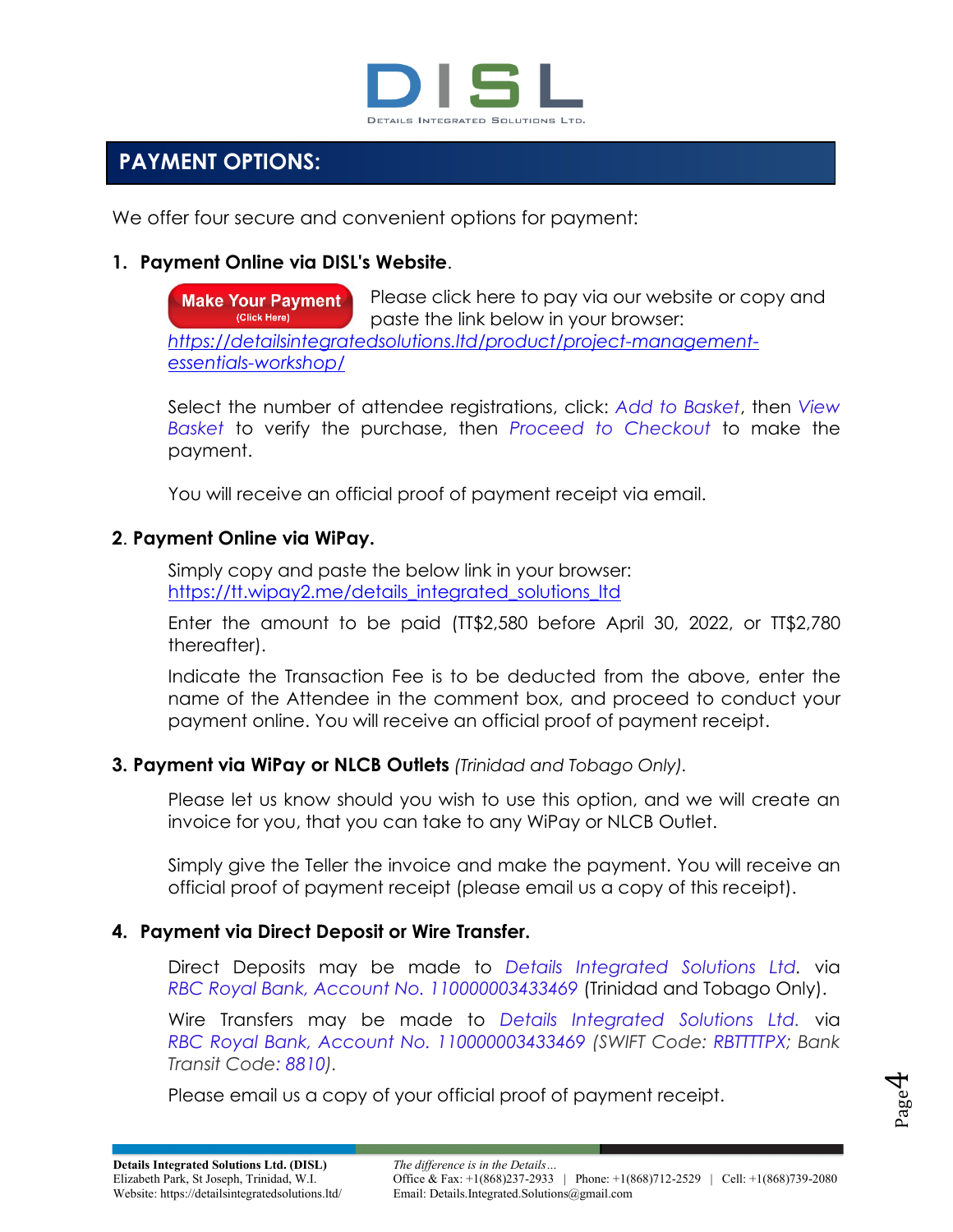# PAYMENT OPTIONS:

We offer four secure and convenient options for payment:

## 1. Payment Online via DISL's Website.

**Make Your Payment** (Click Here) Please click here to pay via our website or copy and paste the link below in your browser: https://detailsintegratedsolutions.ltd/product/project-management-essentials-workshop/

Select the number of attendee registrations, click: *Add to Basket*, then *View Basket* to verify the purchase, then *Proceed to Checkout* to make the payment.

You will receive an official proof of payment receipt via email.

## 2. Payment Online via WiPay.

Simply copy and paste the below link in your browser: https://tt.wipay2.me/details_integrated_solutions_ltd

Enter the amount to be paid (TT$2,580 before April 30, 2022, or TT$2,780 thereafter).

Indicate the Transaction Fee is to be deducted from the above, enter the name of the Attendee in the comment box, and proceed to conduct your payment online. You will receive an official proof of payment receipt.

## 3. Payment via WiPay or NLCB Outlets *(Trinidad and Tobago Only)*.

Please let us know should you wish to use this option, and we will create an invoice for you, that you can take to any WiPay or NLCB Outlet.

Simply give the Teller the invoice and make the payment. You will receive an official proof of payment receipt (please email us a copy of this receipt).

## 4. Payment via Direct Deposit or Wire Transfer.

Direct Deposits may be made to *Details Integrated Solutions Ltd.* via *RBC Royal Bank, Account No. 110000003433469* (Trinidad and Tobago Only).

Wire Transfers may be made to *Details Integrated Solutions Ltd.* via *RBC Royal Bank, Account No. 110000003433469 (SWIFT Code: RBTTTTPX; Bank Transit Code: 8810).*

Please email us a copy of your official proof of payment receipt.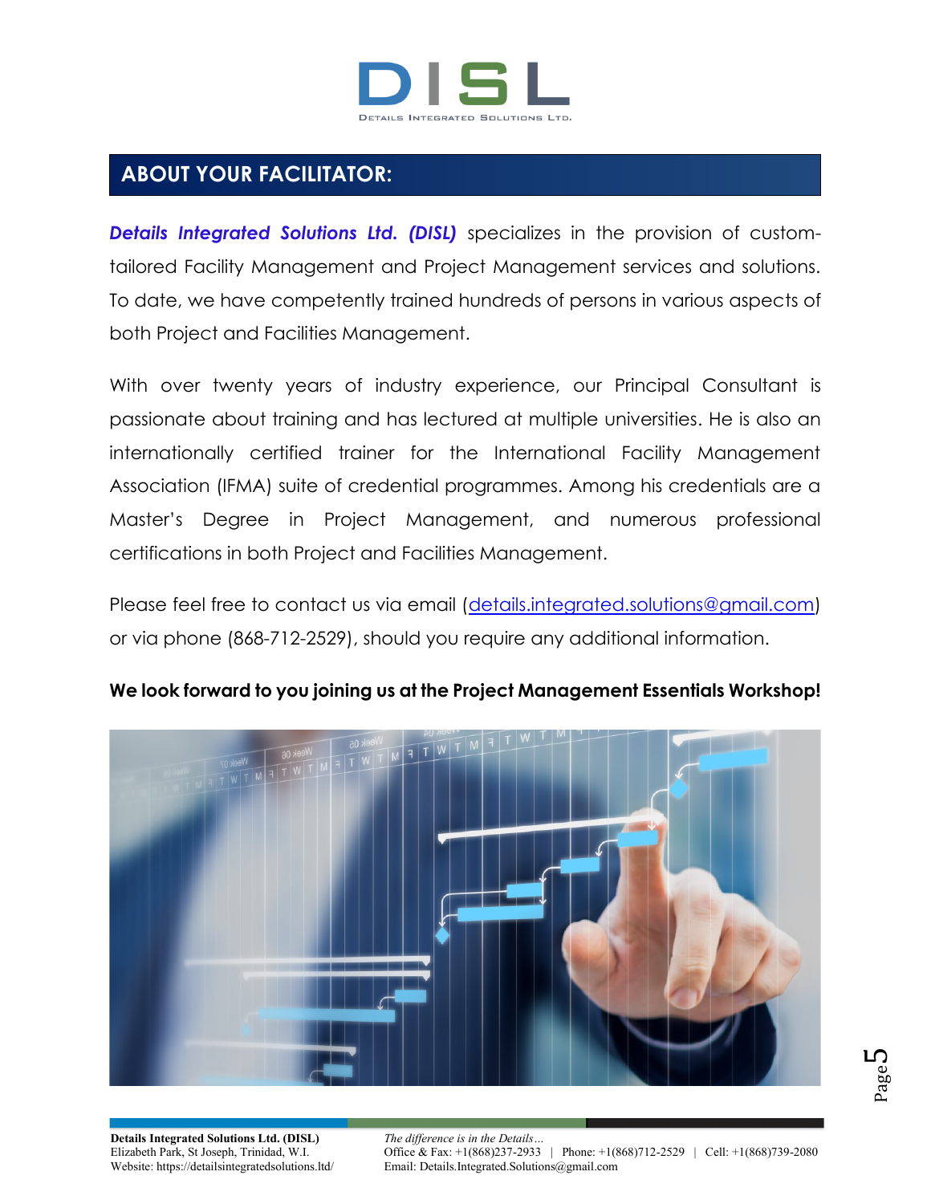## ABOUT YOUR FACILITATOR:

***Details Integrated Solutions Ltd. (DISL)*** specializes in the provision of custom-tailored Facility Management and Project Management services and solutions. To date, we have competently trained hundreds of persons in various aspects of both Project and Facilities Management.

With over twenty years of industry experience, our Principal Consultant is passionate about training and has lectured at multiple universities. He is also an internationally certified trainer for the International Facility Management Association (IFMA) suite of credential programmes. Among his credentials are a Master's Degree in Project Management, and numerous professional certifications in both Project and Facilities Management.

Please feel free to contact us via email (details.integrated.solutions@gmail.com) or via phone (868-712-2529), should you require any additional information.

**We look forward to you joining us at the Project Management Essentials Workshop!**